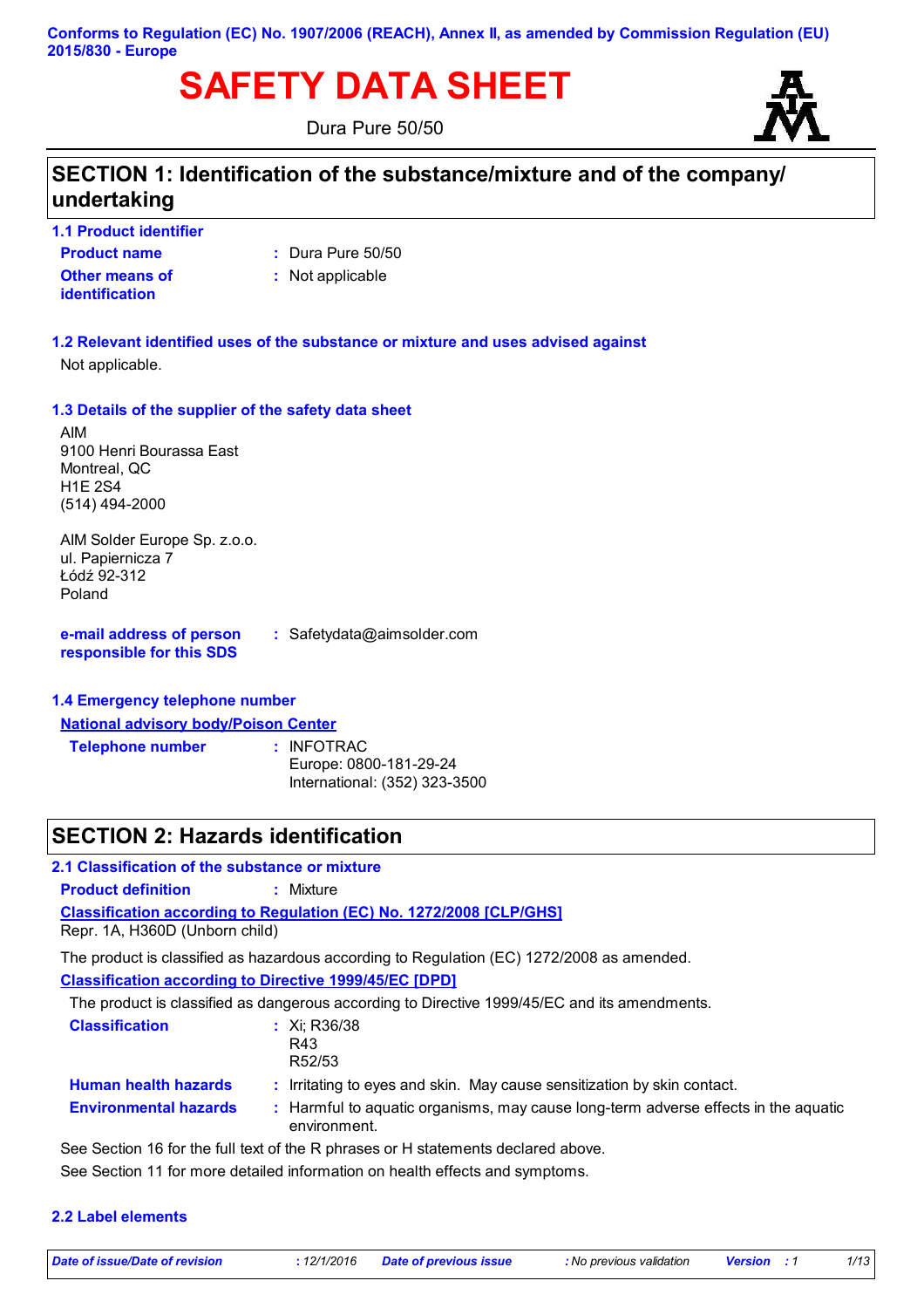**Conforms to Regulation (EC) No. 1907/2006 (REACH), Annex II, as amended by Commission Regulation (EU) 2015/830 - Europe**

# SAFETY DATA SHEET

Dura Pure 50/50

## SECTION 1: Identification of the substance/mixture and of the company/ undertaking

### 1.1 Product identifier

**Product name** : Dura Pure 50/50

**Other means of identification** : Not applicable

### 1.2 Relevant identified uses of the substance or mixture and uses advised against

Not applicable.

### 1.3 Details of the supplier of the safety data sheet

AIM
9100 Henri Bourassa East
Montreal, QC
H1E 2S4
(514) 494-2000

AIM Solder Europe Sp. z.o.o.
ul. Papiernicza 7
Łódź 92-312
Poland

**e-mail address of person responsible for this SDS** : Safetydata@aimsolder.com

### 1.4 Emergency telephone number

**National advisory body/Poison Center**

**Telephone number** : INFOTRAC
Europe: 0800-181-29-24
International: (352) 323-3500

## SECTION 2: Hazards identification

### 2.1 Classification of the substance or mixture

**Product definition** : Mixture

**Classification according to Regulation (EC) No. 1272/2008 [CLP/GHS]**

Repr. 1A, H360D (Unborn child)

The product is classified as hazardous according to Regulation (EC) 1272/2008 as amended.

**Classification according to Directive 1999/45/EC [DPD]**

The product is classified as dangerous according to Directive 1999/45/EC and its amendments.

**Classification** : Xi; R36/38
R43
R52/53

**Human health hazards** : Irritating to eyes and skin. May cause sensitization by skin contact.

**Environmental hazards** : Harmful to aquatic organisms, may cause long-term adverse effects in the aquatic environment.

See Section 16 for the full text of the R phrases or H statements declared above.

See Section 11 for more detailed information on health effects and symptoms.

### 2.2 Label elements

*Date of issue/Date of revision* : 12/1/2016 *Date of previous issue* : No previous validation *Version* : 1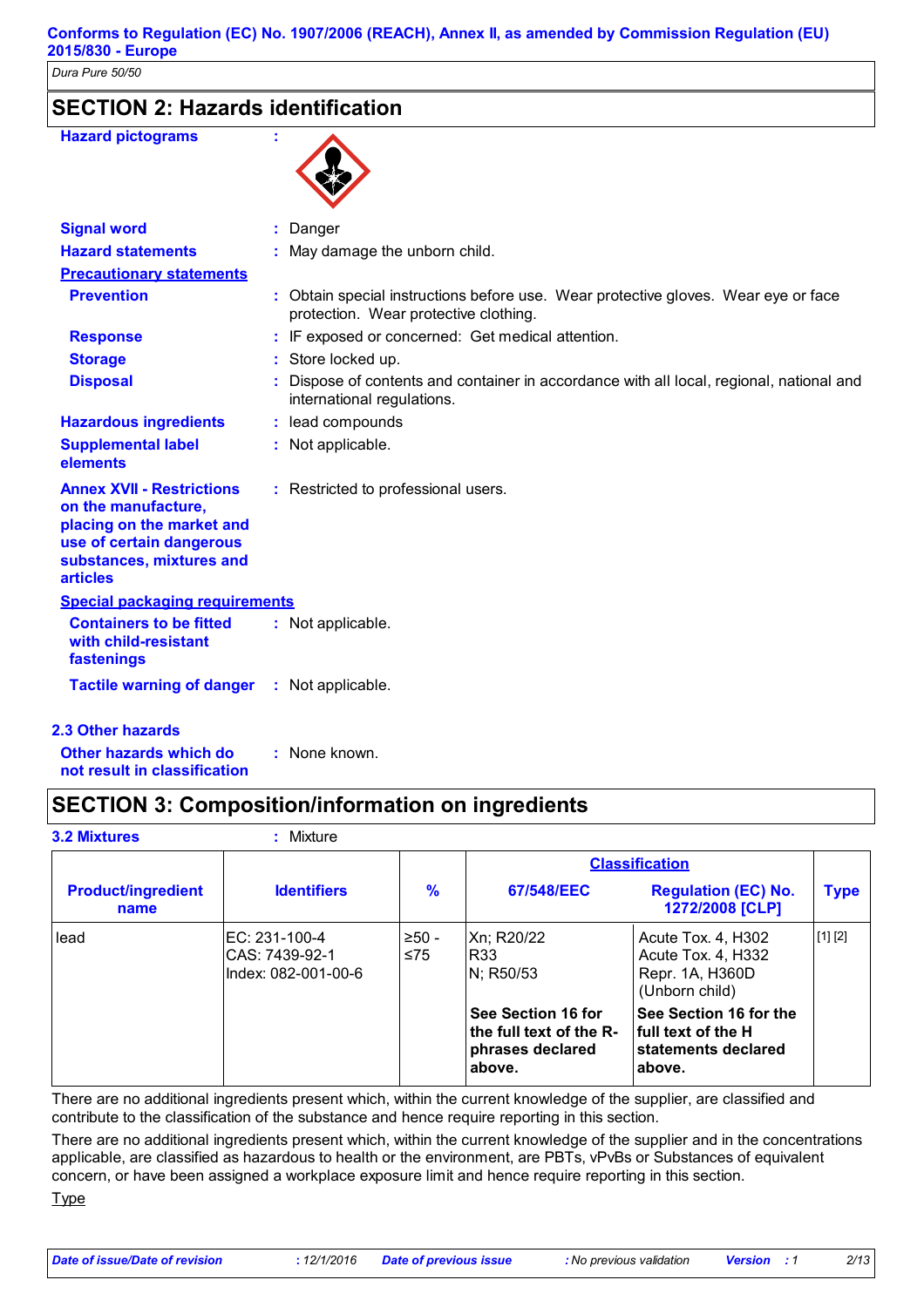## SECTION 2: Hazards identification

**Hazard pictograms** :

**Signal word** : Danger

**Hazard statements** : May damage the unborn child.

**Precautionary statements**

**Prevention** : Obtain special instructions before use. Wear protective gloves. Wear eye or face protection. Wear protective clothing.

**Response** : IF exposed or concerned: Get medical attention.

**Storage** : Store locked up.

**Disposal** : Dispose of contents and container in accordance with all local, regional, national and international regulations.

**Hazardous ingredients** : lead compounds

**Supplemental label elements** : Not applicable.

**Annex XVII - Restrictions on the manufacture, placing on the market and use of certain dangerous substances, mixtures and articles** : Restricted to professional users.

**Special packaging requirements**

**Containers to be fitted with child-resistant fastenings** : Not applicable.

**Tactile warning of danger** : Not applicable.

### 2.3 Other hazards

**Other hazards which do not result in classification** : None known.

## SECTION 3: Composition/information on ingredients

### 3.2 Mixtures : Mixture

| Product/ingredient name | Identifiers | % | Classification | | Type |
|---|---|---|---|---|---|
| | | | 67/548/EEC | Regulation (EC) No. 1272/2008 [CLP] | |
| lead | EC: 231-100-4<br>CAS: 7439-92-1<br>Index: 082-001-00-6 | ≥50 - ≤75 | Xn; R20/22<br>R33<br>N; R50/53 | Acute Tox. 4, H302<br>Acute Tox. 4, H332<br>Repr. 1A, H360D (Unborn child) | [1] [2] |
| | | | **See Section 16 for the full text of the R-phrases declared above.** | **See Section 16 for the full text of the H statements declared above.** | |

There are no additional ingredients present which, within the current knowledge of the supplier, are classified and contribute to the classification of the substance and hence require reporting in this section.

There are no additional ingredients present which, within the current knowledge of the supplier and in the concentrations applicable, are classified as hazardous to health or the environment, are PBTs, vPvBs or Substances of equivalent concern, or have been assigned a workplace exposure limit and hence require reporting in this section.

Type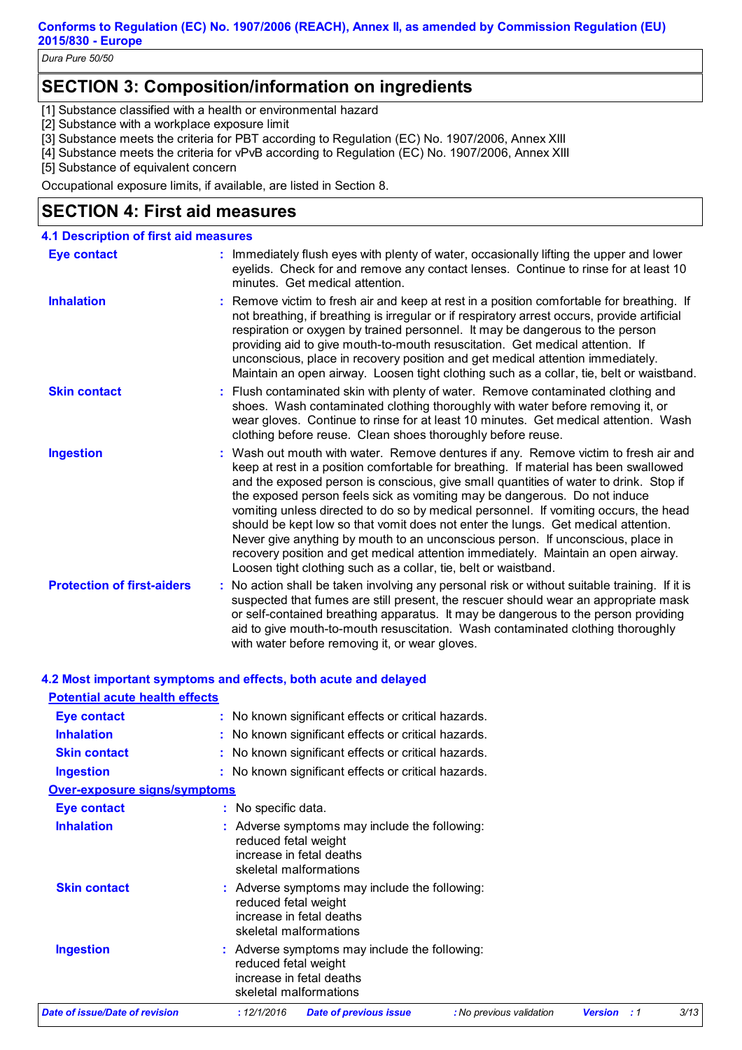## SECTION 3: Composition/information on ingredients

[1] Substance classified with a health or environmental hazard
[2] Substance with a workplace exposure limit
[3] Substance meets the criteria for PBT according to Regulation (EC) No. 1907/2006, Annex XIII
[4] Substance meets the criteria for vPvB according to Regulation (EC) No. 1907/2006, Annex XIII
[5] Substance of equivalent concern

Occupational exposure limits, if available, are listed in Section 8.

## SECTION 4: First aid measures

### 4.1 Description of first aid measures

**Eye contact** : Immediately flush eyes with plenty of water, occasionally lifting the upper and lower eyelids. Check for and remove any contact lenses. Continue to rinse for at least 10 minutes. Get medical attention.

**Inhalation** : Remove victim to fresh air and keep at rest in a position comfortable for breathing. If not breathing, if breathing is irregular or if respiratory arrest occurs, provide artificial respiration or oxygen by trained personnel. It may be dangerous to the person providing aid to give mouth-to-mouth resuscitation. Get medical attention. If unconscious, place in recovery position and get medical attention immediately. Maintain an open airway. Loosen tight clothing such as a collar, tie, belt or waistband.

**Skin contact** : Flush contaminated skin with plenty of water. Remove contaminated clothing and shoes. Wash contaminated clothing thoroughly with water before removing it, or wear gloves. Continue to rinse for at least 10 minutes. Get medical attention. Wash clothing before reuse. Clean shoes thoroughly before reuse.

**Ingestion** : Wash out mouth with water. Remove dentures if any. Remove victim to fresh air and keep at rest in a position comfortable for breathing. If material has been swallowed and the exposed person is conscious, give small quantities of water to drink. Stop if the exposed person feels sick as vomiting may be dangerous. Do not induce vomiting unless directed to do so by medical personnel. If vomiting occurs, the head should be kept low so that vomit does not enter the lungs. Get medical attention. Never give anything by mouth to an unconscious person. If unconscious, place in recovery position and get medical attention immediately. Maintain an open airway. Loosen tight clothing such as a collar, tie, belt or waistband.

**Protection of first-aiders** : No action shall be taken involving any personal risk or without suitable training. If it is suspected that fumes are still present, the rescuer should wear an appropriate mask or self-contained breathing apparatus. It may be dangerous to the person providing aid to give mouth-to-mouth resuscitation. Wash contaminated clothing thoroughly with water before removing it, or wear gloves.

### 4.2 Most important symptoms and effects, both acute and delayed

**Potential acute health effects**

**Eye contact** : No known significant effects or critical hazards.

**Inhalation** : No known significant effects or critical hazards.

**Skin contact** : No known significant effects or critical hazards.

**Ingestion** : No known significant effects or critical hazards.

**Over-exposure signs/symptoms**

**Eye contact** : No specific data.

**Inhalation** : Adverse symptoms may include the following:
reduced fetal weight
increase in fetal deaths
skeletal malformations

**Skin contact** : Adverse symptoms may include the following:
reduced fetal weight
increase in fetal deaths
skeletal malformations

**Ingestion** : Adverse symptoms may include the following:
reduced fetal weight
increase in fetal deaths
skeletal malformations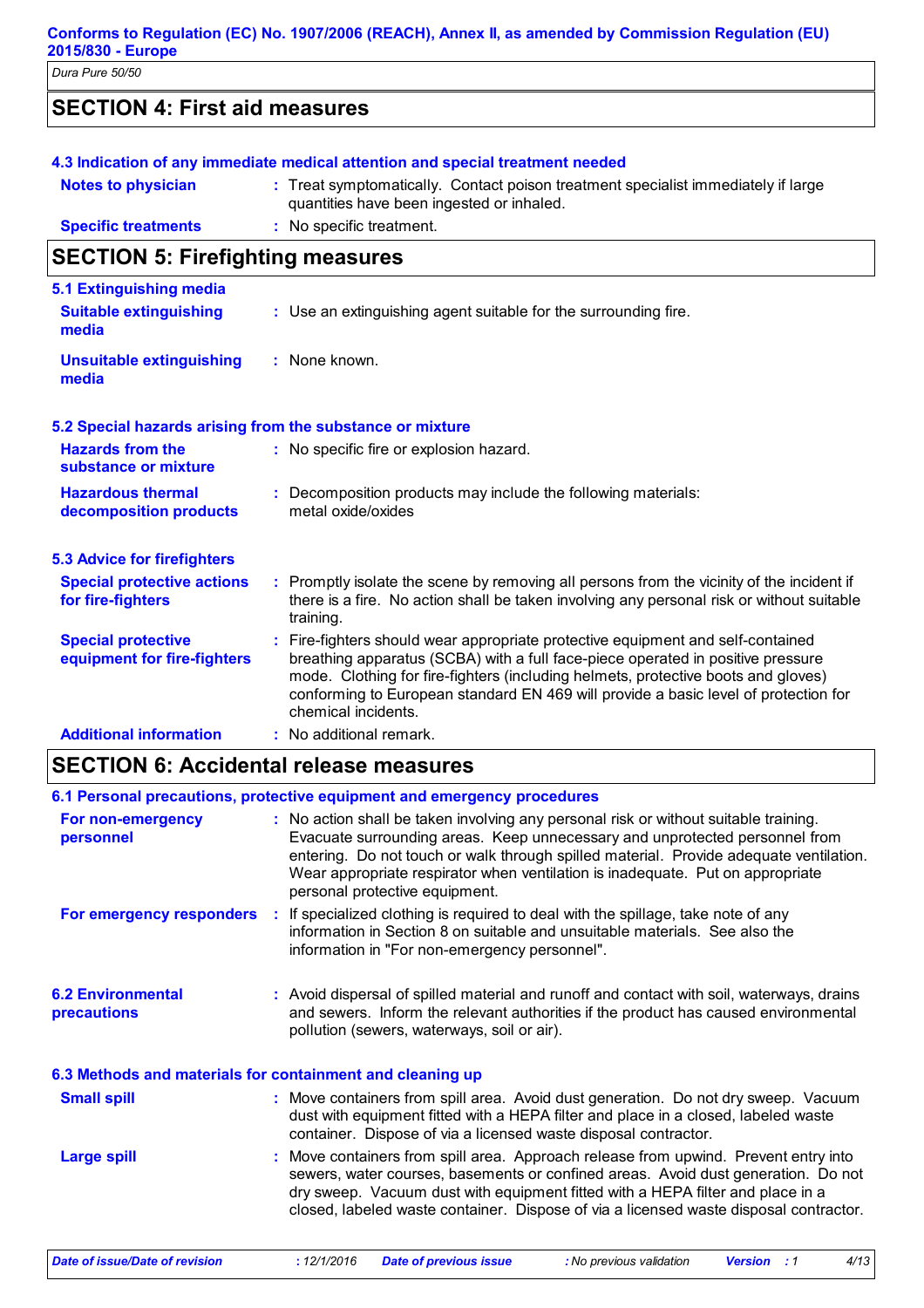## SECTION 4: First aid measures

### 4.3 Indication of any immediate medical attention and special treatment needed

**Notes to physician** : Treat symptomatically. Contact poison treatment specialist immediately if large quantities have been ingested or inhaled.

**Specific treatments** : No specific treatment.

## SECTION 5: Firefighting measures

### 5.1 Extinguishing media

**Suitable extinguishing media** : Use an extinguishing agent suitable for the surrounding fire.

**Unsuitable extinguishing media** : None known.

### 5.2 Special hazards arising from the substance or mixture

**Hazards from the substance or mixture** : No specific fire or explosion hazard.

**Hazardous thermal decomposition products** : Decomposition products may include the following materials: metal oxide/oxides

### 5.3 Advice for firefighters

**Special protective actions for fire-fighters** : Promptly isolate the scene by removing all persons from the vicinity of the incident if there is a fire. No action shall be taken involving any personal risk or without suitable training.

**Special protective equipment for fire-fighters** : Fire-fighters should wear appropriate protective equipment and self-contained breathing apparatus (SCBA) with a full face-piece operated in positive pressure mode. Clothing for fire-fighters (including helmets, protective boots and gloves) conforming to European standard EN 469 will provide a basic level of protection for chemical incidents.

**Additional information** : No additional remark.

## SECTION 6: Accidental release measures

### 6.1 Personal precautions, protective equipment and emergency procedures

**For non-emergency personnel** : No action shall be taken involving any personal risk or without suitable training. Evacuate surrounding areas. Keep unnecessary and unprotected personnel from entering. Do not touch or walk through spilled material. Provide adequate ventilation. Wear appropriate respirator when ventilation is inadequate. Put on appropriate personal protective equipment.

**For emergency responders** : If specialized clothing is required to deal with the spillage, take note of any information in Section 8 on suitable and unsuitable materials. See also the information in "For non-emergency personnel".

### 6.2 Environmental precautions

: Avoid dispersal of spilled material and runoff and contact with soil, waterways, drains and sewers. Inform the relevant authorities if the product has caused environmental pollution (sewers, waterways, soil or air).

### 6.3 Methods and materials for containment and cleaning up

**Small spill** : Move containers from spill area. Avoid dust generation. Do not dry sweep. Vacuum dust with equipment fitted with a HEPA filter and place in a closed, labeled waste container. Dispose of via a licensed waste disposal contractor.

**Large spill** : Move containers from spill area. Approach release from upwind. Prevent entry into sewers, water courses, basements or confined areas. Avoid dust generation. Do not dry sweep. Vacuum dust with equipment fitted with a HEPA filter and place in a closed, labeled waste container. Dispose of via a licensed waste disposal contractor.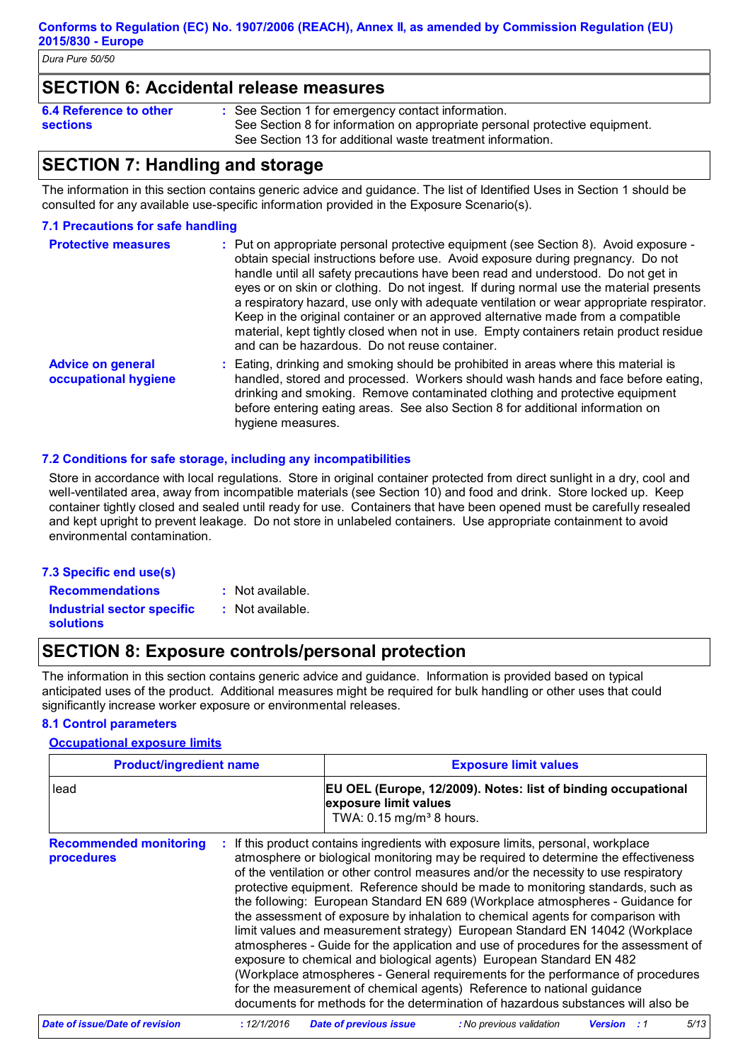## SECTION 6: Accidental release measures

**6.4 Reference to other sections** : See Section 1 for emergency contact information.
See Section 8 for information on appropriate personal protective equipment.
See Section 13 for additional waste treatment information.

## SECTION 7: Handling and storage

The information in this section contains generic advice and guidance. The list of Identified Uses in Section 1 should be consulted for any available use-specific information provided in the Exposure Scenario(s).

### 7.1 Precautions for safe handling

**Protective measures** : Put on appropriate personal protective equipment (see Section 8). Avoid exposure - obtain special instructions before use. Avoid exposure during pregnancy. Do not handle until all safety precautions have been read and understood. Do not get in eyes or on skin or clothing. Do not ingest. If during normal use the material presents a respiratory hazard, use only with adequate ventilation or wear appropriate respirator. Keep in the original container or an approved alternative made from a compatible material, kept tightly closed when not in use. Empty containers retain product residue and can be hazardous. Do not reuse container.

**Advice on general occupational hygiene** : Eating, drinking and smoking should be prohibited in areas where this material is handled, stored and processed. Workers should wash hands and face before eating, drinking and smoking. Remove contaminated clothing and protective equipment before entering eating areas. See also Section 8 for additional information on hygiene measures.

### 7.2 Conditions for safe storage, including any incompatibilities

Store in accordance with local regulations. Store in original container protected from direct sunlight in a dry, cool and well-ventilated area, away from incompatible materials (see Section 10) and food and drink. Store locked up. Keep container tightly closed and sealed until ready for use. Containers that have been opened must be carefully resealed and kept upright to prevent leakage. Do not store in unlabeled containers. Use appropriate containment to avoid environmental contamination.

### 7.3 Specific end use(s)

**Recommendations** : Not available.

**Industrial sector specific solutions** : Not available.

## SECTION 8: Exposure controls/personal protection

The information in this section contains generic advice and guidance. Information is provided based on typical anticipated uses of the product. Additional measures might be required for bulk handling or other uses that could significantly increase worker exposure or environmental releases.

### 8.1 Control parameters

**Occupational exposure limits**

| Product/ingredient name | Exposure limit values |
|---|---|
| lead | **EU OEL (Europe, 12/2009). Notes: list of binding occupational exposure limit values** TWA: 0.15 mg/m³ 8 hours. |

**Recommended monitoring procedures** : If this product contains ingredients with exposure limits, personal, workplace atmosphere or biological monitoring may be required to determine the effectiveness of the ventilation or other control measures and/or the necessity to use respiratory protective equipment. Reference should be made to monitoring standards, such as the following: European Standard EN 689 (Workplace atmospheres - Guidance for the assessment of exposure by inhalation to chemical agents for comparison with limit values and measurement strategy) European Standard EN 14042 (Workplace atmospheres - Guide for the application and use of procedures for the assessment of exposure to chemical and biological agents) European Standard EN 482 (Workplace atmospheres - General requirements for the performance of procedures for the measurement of chemical agents) Reference to national guidance documents for methods for the determination of hazardous substances will also be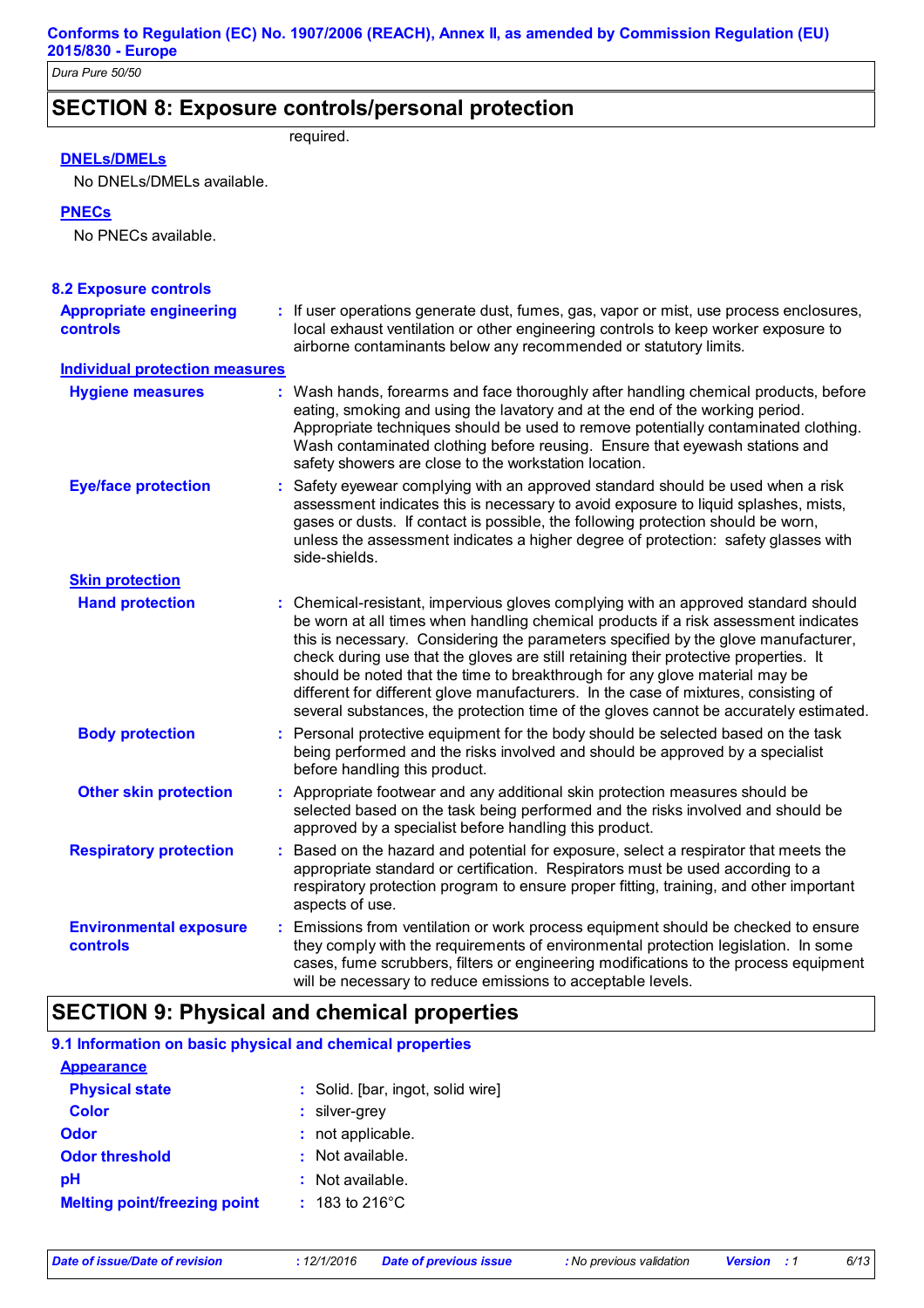## SECTION 8: Exposure controls/personal protection

required.

**DNELs/DMELs**

No DNELs/DMELs available.

**PNECs**

No PNECs available.

### 8.2 Exposure controls

**Appropriate engineering controls** : If user operations generate dust, fumes, gas, vapor or mist, use process enclosures, local exhaust ventilation or other engineering controls to keep worker exposure to airborne contaminants below any recommended or statutory limits.

**Individual protection measures**

**Hygiene measures** : Wash hands, forearms and face thoroughly after handling chemical products, before eating, smoking and using the lavatory and at the end of the working period. Appropriate techniques should be used to remove potentially contaminated clothing. Wash contaminated clothing before reusing. Ensure that eyewash stations and safety showers are close to the workstation location.

**Eye/face protection** : Safety eyewear complying with an approved standard should be used when a risk assessment indicates this is necessary to avoid exposure to liquid splashes, mists, gases or dusts. If contact is possible, the following protection should be worn, unless the assessment indicates a higher degree of protection: safety glasses with side-shields.

**Skin protection**

**Hand protection** : Chemical-resistant, impervious gloves complying with an approved standard should be worn at all times when handling chemical products if a risk assessment indicates this is necessary. Considering the parameters specified by the glove manufacturer, check during use that the gloves are still retaining their protective properties. It should be noted that the time to breakthrough for any glove material may be different for different glove manufacturers. In the case of mixtures, consisting of several substances, the protection time of the gloves cannot be accurately estimated.

**Body protection** : Personal protective equipment for the body should be selected based on the task being performed and the risks involved and should be approved by a specialist before handling this product.

**Other skin protection** : Appropriate footwear and any additional skin protection measures should be selected based on the task being performed and the risks involved and should be approved by a specialist before handling this product.

**Respiratory protection** : Based on the hazard and potential for exposure, select a respirator that meets the appropriate standard or certification. Respirators must be used according to a respiratory protection program to ensure proper fitting, training, and other important aspects of use.

**Environmental exposure controls** : Emissions from ventilation or work process equipment should be checked to ensure they comply with the requirements of environmental protection legislation. In some cases, fume scrubbers, filters or engineering modifications to the process equipment will be necessary to reduce emissions to acceptable levels.

## SECTION 9: Physical and chemical properties

### 9.1 Information on basic physical and chemical properties

**Appearance**

**Physical state** : Solid. [bar, ingot, solid wire]

**Color** : silver-grey

**Odor** : not applicable.

**Odor threshold** : Not available.

**pH** : Not available.

**Melting point/freezing point** : 183 to 216°C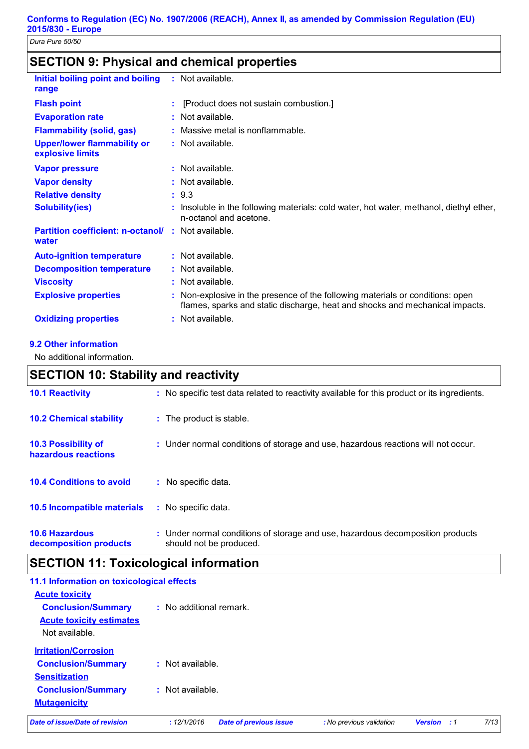## SECTION 9: Physical and chemical properties

| | |
|---|---|
| **Initial boiling point and boiling range** | : Not available. |
| **Flash point** | : [Product does not sustain combustion.] |
| **Evaporation rate** | : Not available. |
| **Flammability (solid, gas)** | : Massive metal is nonflammable. |
| **Upper/lower flammability or explosive limits** | : Not available. |
| **Vapor pressure** | : Not available. |
| **Vapor density** | : Not available. |
| **Relative density** | : 9.3 |
| **Solubility(ies)** | : Insoluble in the following materials: cold water, hot water, methanol, diethyl ether, n-octanol and acetone. |
| **Partition coefficient: n-octanol/ water** | : Not available. |
| **Auto-ignition temperature** | : Not available. |
| **Decomposition temperature** | : Not available. |
| **Viscosity** | : Not available. |
| **Explosive properties** | : Non-explosive in the presence of the following materials or conditions: open flames, sparks and static discharge, heat and shocks and mechanical impacts. |
| **Oxidizing properties** | : Not available. |

### 9.2 Other information

No additional information.

## SECTION 10: Stability and reactivity

| | |
|---|---|
| **10.1 Reactivity** | : No specific test data related to reactivity available for this product or its ingredients. |
| **10.2 Chemical stability** | : The product is stable. |
| **10.3 Possibility of hazardous reactions** | : Under normal conditions of storage and use, hazardous reactions will not occur. |
| **10.4 Conditions to avoid** | : No specific data. |
| **10.5 Incompatible materials** | : No specific data. |
| **10.6 Hazardous decomposition products** | : Under normal conditions of storage and use, hazardous decomposition products should not be produced. |

## SECTION 11: Toxicological information

### 11.1 Information on toxicological effects

**Acute toxicity**

**Conclusion/Summary** : No additional remark.

**Acute toxicity estimates**

Not available.

**Irritation/Corrosion**

**Conclusion/Summary** : Not available.

**Sensitization**

**Conclusion/Summary** : Not available.

**Mutagenicity**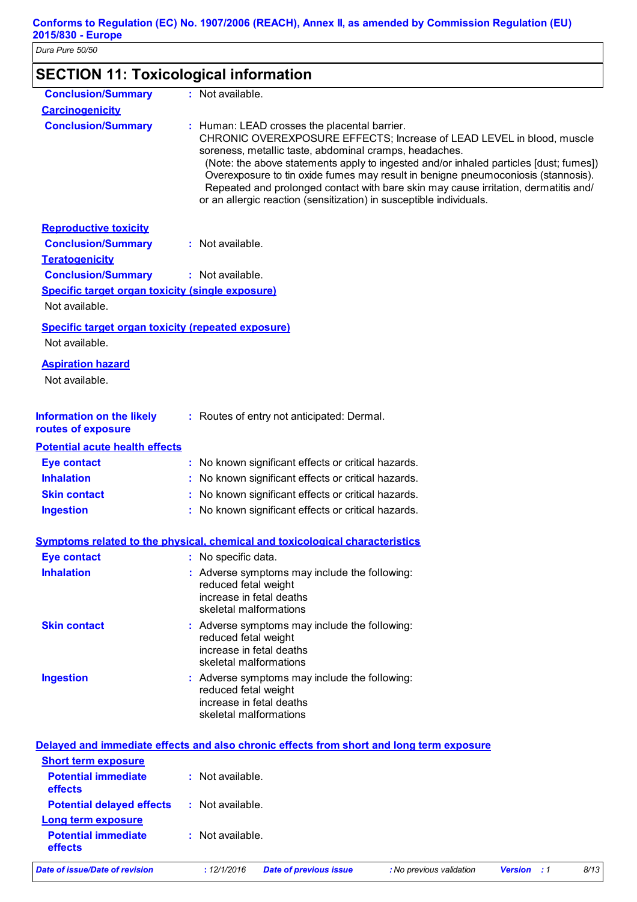## SECTION 11: Toxicological information

**Conclusion/Summary** : Not available.

**Carcinogenicity**

**Conclusion/Summary** : Human: LEAD crosses the placental barrier.
CHRONIC OVEREXPOSURE EFFECTS; Increase of LEAD LEVEL in blood, muscle soreness, metallic taste, abdominal cramps, headaches.
(Note: the above statements apply to ingested and/or inhaled particles [dust; fumes])
Overexposure to tin oxide fumes may result in benigne pneumoconiosis (stannosis).
Repeated and prolonged contact with bare skin may cause irritation, dermatitis and/or an allergic reaction (sensitization) in susceptible individuals.

**Reproductive toxicity**

**Conclusion/Summary** : Not available.

**Teratogenicity**

**Conclusion/Summary** : Not available.

**Specific target organ toxicity (single exposure)**

Not available.

**Specific target organ toxicity (repeated exposure)**

Not available.

**Aspiration hazard**

Not available.

**Information on the likely routes of exposure** : Routes of entry not anticipated: Dermal.

**Potential acute health effects**

**Eye contact** : No known significant effects or critical hazards.

**Inhalation** : No known significant effects or critical hazards.

**Skin contact** : No known significant effects or critical hazards.

**Ingestion** : No known significant effects or critical hazards.

**Symptoms related to the physical, chemical and toxicological characteristics**

**Eye contact** : No specific data.

**Inhalation** : Adverse symptoms may include the following:
reduced fetal weight
increase in fetal deaths
skeletal malformations

**Skin contact** : Adverse symptoms may include the following:
reduced fetal weight
increase in fetal deaths
skeletal malformations

**Ingestion** : Adverse symptoms may include the following:
reduced fetal weight
increase in fetal deaths
skeletal malformations

**Delayed and immediate effects and also chronic effects from short and long term exposure**

**Short term exposure**

**Potential immediate effects** : Not available.

**Potential delayed effects** : Not available.

**Long term exposure**

**Potential immediate effects** : Not available.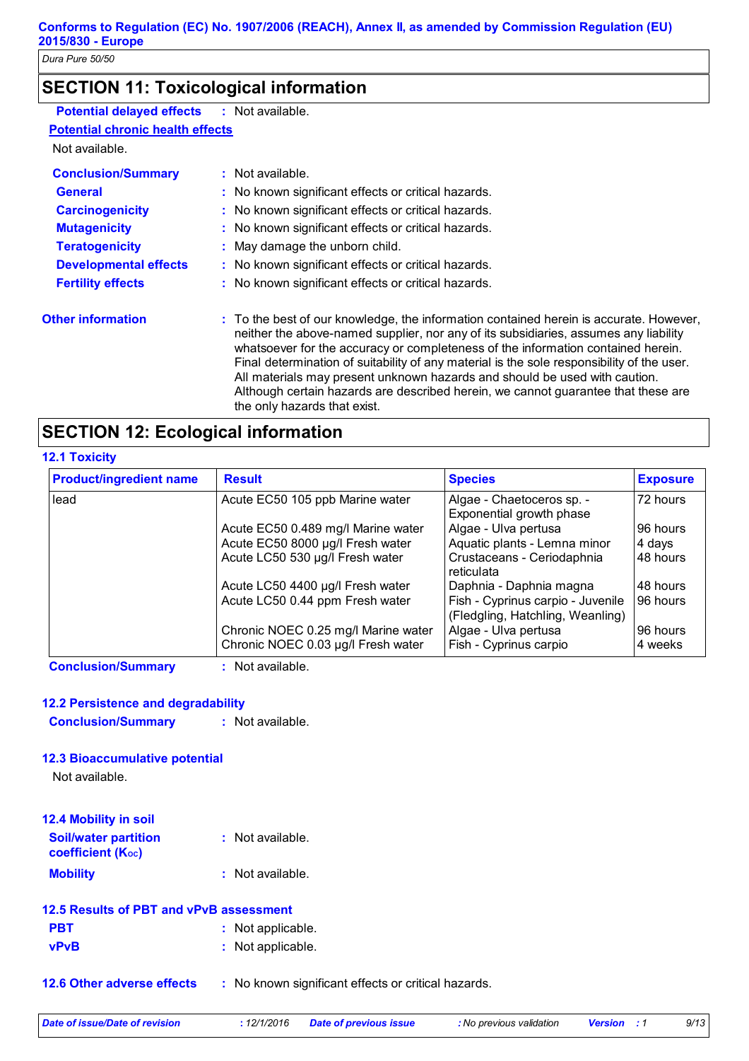## SECTION 11: Toxicological information

**Potential delayed effects** : Not available.

**Potential chronic health effects**

Not available.

**Conclusion/Summary** : Not available.

**General** : No known significant effects or critical hazards.

**Carcinogenicity** : No known significant effects or critical hazards.

**Mutagenicity** : No known significant effects or critical hazards.

**Teratogenicity** : May damage the unborn child.

**Developmental effects** : No known significant effects or critical hazards.

**Fertility effects** : No known significant effects or critical hazards.

**Other information** : To the best of our knowledge, the information contained herein is accurate. However, neither the above-named supplier, nor any of its subsidiaries, assumes any liability whatsoever for the accuracy or completeness of the information contained herein. Final determination of suitability of any material is the sole responsibility of the user. All materials may present unknown hazards and should be used with caution. Although certain hazards are described herein, we cannot guarantee that these are the only hazards that exist.

## SECTION 12: Ecological information

### 12.1 Toxicity

| Product/ingredient name | Result | Species | Exposure |
|---|---|---|---|
| lead | Acute EC50 105 ppb Marine water | Algae - Chaetoceros sp. - Exponential growth phase | 72 hours |
| | Acute EC50 0.489 mg/l Marine water | Algae - Ulva pertusa | 96 hours |
| | Acute EC50 8000 µg/l Fresh water | Aquatic plants - Lemna minor | 4 days |
| | Acute LC50 530 µg/l Fresh water | Crustaceans - Ceriodaphnia reticulata | 48 hours |
| | Acute LC50 4400 µg/l Fresh water | Daphnia - Daphnia magna | 48 hours |
| | Acute LC50 0.44 ppm Fresh water | Fish - Cyprinus carpio - Juvenile (Fledgling, Hatchling, Weanling) | 96 hours |
| | Chronic NOEC 0.25 mg/l Marine water | Algae - Ulva pertusa | 96 hours |
| | Chronic NOEC 0.03 µg/l Fresh water | Fish - Cyprinus carpio | 4 weeks |

**Conclusion/Summary** : Not available.

### 12.2 Persistence and degradability

**Conclusion/Summary** : Not available.

### 12.3 Bioaccumulative potential

Not available.

### 12.4 Mobility in soil

**Soil/water partition coefficient ($K_{OC}$)** : Not available.

**Mobility** : Not available.

### 12.5 Results of PBT and vPvB assessment

**PBT** : Not applicable.

**vPvB** : Not applicable.

### 12.6 Other adverse effects

: No known significant effects or critical hazards.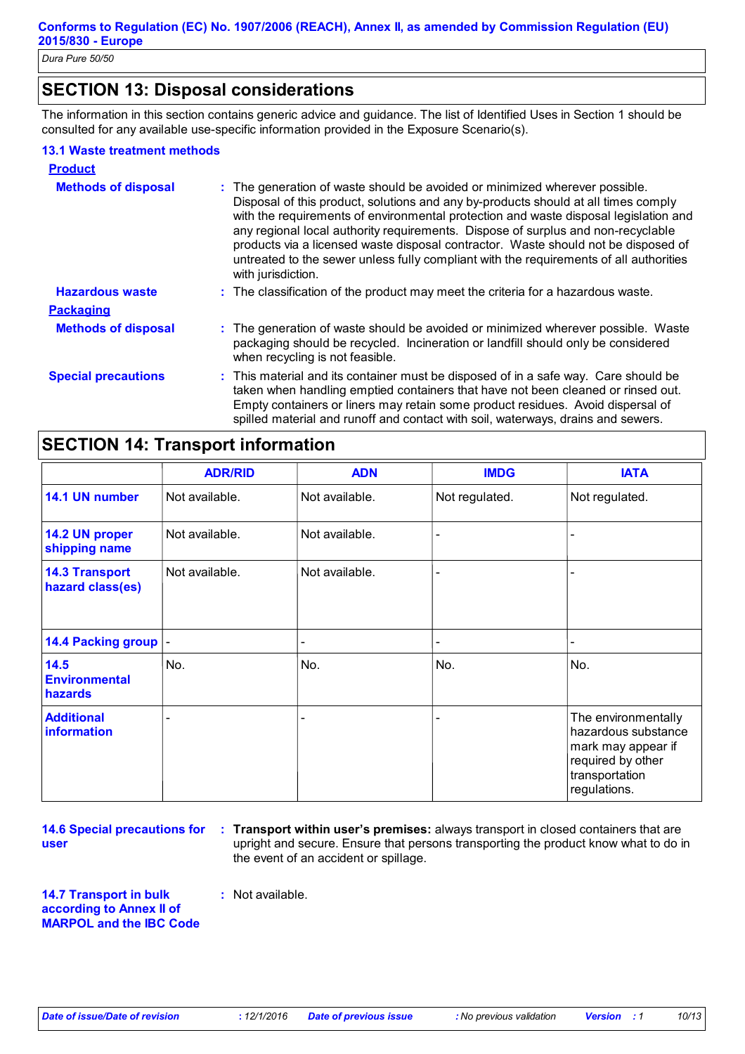## SECTION 13: Disposal considerations

The information in this section contains generic advice and guidance. The list of Identified Uses in Section 1 should be consulted for any available use-specific information provided in the Exposure Scenario(s).

### 13.1 Waste treatment methods

**Product**

**Methods of disposal** : The generation of waste should be avoided or minimized wherever possible. Disposal of this product, solutions and any by-products should at all times comply with the requirements of environmental protection and waste disposal legislation and any regional local authority requirements. Dispose of surplus and non-recyclable products via a licensed waste disposal contractor. Waste should not be disposed of untreated to the sewer unless fully compliant with the requirements of all authorities with jurisdiction.

**Hazardous waste** : The classification of the product may meet the criteria for a hazardous waste.

**Packaging**

**Methods of disposal** : The generation of waste should be avoided or minimized wherever possible. Waste packaging should be recycled. Incineration or landfill should only be considered when recycling is not feasible.

**Special precautions** : This material and its container must be disposed of in a safe way. Care should be taken when handling emptied containers that have not been cleaned or rinsed out. Empty containers or liners may retain some product residues. Avoid dispersal of spilled material and runoff and contact with soil, waterways, drains and sewers.

## SECTION 14: Transport information

| | ADR/RID | ADN | IMDG | IATA |
|---|---|---|---|---|
| 14.1 UN number | Not available. | Not available. | Not regulated. | Not regulated. |
| 14.2 UN proper shipping name | Not available. | Not available. | - | - |
| 14.3 Transport hazard class(es) | Not available. | Not available. | - | - |
| 14.4 Packing group | - | - | - | - |
| 14.5 Environmental hazards | No. | No. | No. | No. |
| Additional information | - | - | - | The environmentally hazardous substance mark may appear if required by other transportation regulations. |

**14.6 Special precautions for user** : **Transport within user's premises:** always transport in closed containers that are upright and secure. Ensure that persons transporting the product know what to do in the event of an accident or spillage.

**14.7 Transport in bulk according to Annex II of MARPOL and the IBC Code** : Not available.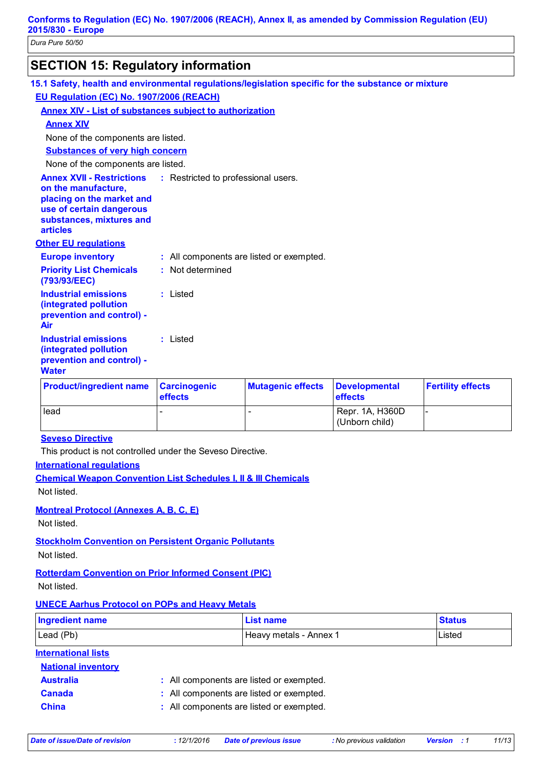## SECTION 15: Regulatory information

### 15.1 Safety, health and environmental regulations/legislation specific for the substance or mixture

**EU Regulation (EC) No. 1907/2006 (REACH)**

**Annex XIV - List of substances subject to authorization**

**Annex XIV**

None of the components are listed.

**Substances of very high concern**

None of the components are listed.

**Annex XVII - Restrictions on the manufacture, placing on the market and use of certain dangerous substances, mixtures and articles** : Restricted to professional users.

**Other EU regulations**

**Europe inventory** : All components are listed or exempted.

**Priority List Chemicals (793/93/EEC)** : Not determined

**Industrial emissions (integrated pollution prevention and control) - Air** : Listed

**Industrial emissions (integrated pollution prevention and control) - Water** : Listed

| Product/ingredient name | Carcinogenic effects | Mutagenic effects | Developmental effects | Fertility effects |
|---|---|---|---|---|
| lead | - | - | Repr. 1A, H360D (Unborn child) | - |

**Seveso Directive**

This product is not controlled under the Seveso Directive.

**International regulations**

**Chemical Weapon Convention List Schedules I, II & III Chemicals**

Not listed.

**Montreal Protocol (Annexes A, B, C, E)**

Not listed.

**Stockholm Convention on Persistent Organic Pollutants**

Not listed.

**Rotterdam Convention on Prior Informed Consent (PIC)**

Not listed.

**UNECE Aarhus Protocol on POPs and Heavy Metals**

| Ingredient name | List name | Status |
|---|---|---|
| Lead (Pb) | Heavy metals - Annex 1 | Listed |

**International lists**

**National inventory**

**Australia** : All components are listed or exempted.

**Canada** : All components are listed or exempted.

**China** : All components are listed or exempted.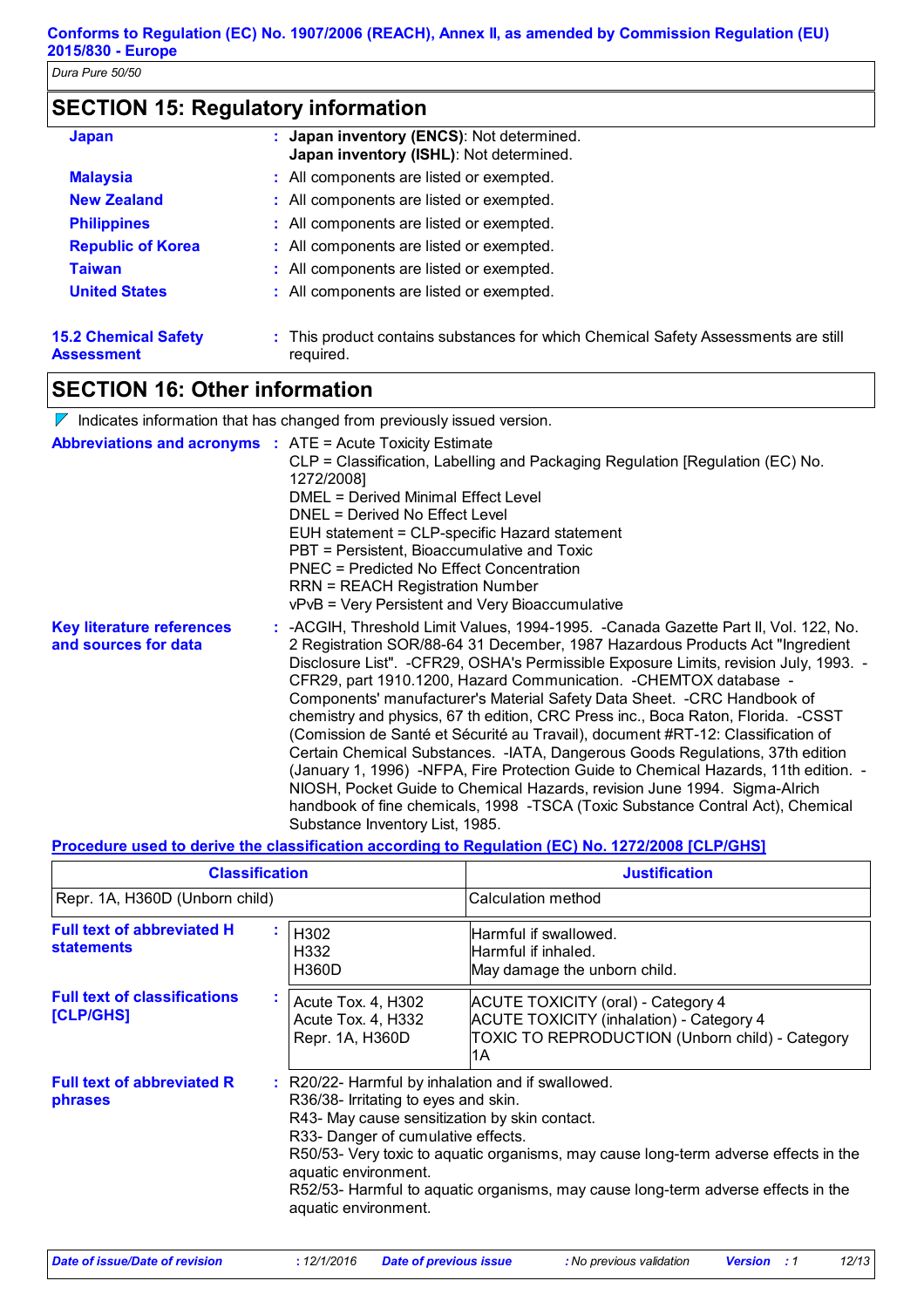## SECTION 15: Regulatory information

| | |
|---|---|
| **Japan** | **Japan inventory (ENCS)**: Not determined.<br>**Japan inventory (ISHL)**: Not determined. |
| **Malaysia** | All components are listed or exempted. |
| **New Zealand** | All components are listed or exempted. |
| **Philippines** | All components are listed or exempted. |
| **Republic of Korea** | All components are listed or exempted. |
| **Taiwan** | All components are listed or exempted. |
| **United States** | All components are listed or exempted. |

**15.2 Chemical Safety Assessment** : This product contains substances for which Chemical Safety Assessments are still required.

## SECTION 16: Other information

Indicates information that has changed from previously issued version.

**Abbreviations and acronyms** :
ATE = Acute Toxicity Estimate
CLP = Classification, Labelling and Packaging Regulation [Regulation (EC) No. 1272/2008]
DMEL = Derived Minimal Effect Level
DNEL = Derived No Effect Level
EUH statement = CLP-specific Hazard statement
PBT = Persistent, Bioaccumulative and Toxic
PNEC = Predicted No Effect Concentration
RRN = REACH Registration Number
vPvB = Very Persistent and Very Bioaccumulative

**Key literature references and sources for data** : -ACGIH, Threshold Limit Values, 1994-1995. -Canada Gazette Part II, Vol. 122, No. 2 Registration SOR/88-64 31 December, 1987 Hazardous Products Act "Ingredient Disclosure List". -CFR29, OSHA's Permissible Exposure Limits, revision July, 1993. -CFR29, part 1910.1200, Hazard Communication. -CHEMTOX database - Components' manufacturer's Material Safety Data Sheet. -CRC Handbook of chemistry and physics, 67 th edition, CRC Press inc., Boca Raton, Florida. -CSST (Comission de Santé et Sécurité au Travail), document #RT-12: Classification of Certain Chemical Substances. -IATA, Dangerous Goods Regulations, 37th edition (January 1, 1996) -NFPA, Fire Protection Guide to Chemical Hazards, 11th edition. -NIOSH, Pocket Guide to Chemical Hazards, revision June 1994. Sigma-Alrich handbook of fine chemicals, 1998 -TSCA (Toxic Substance Contral Act), Chemical Substance Inventory List, 1985.

**Procedure used to derive the classification according to Regulation (EC) No. 1272/2008 [CLP/GHS]**

| Classification | Justification |
|---|---|
| Repr. 1A, H360D (Unborn child) | Calculation method |

**Full text of abbreviated H statements** :

| | |
|---|---|
| H302 | Harmful if swallowed. |
| H332 | Harmful if inhaled. |
| H360D | May damage the unborn child. |

**Full text of classifications [CLP/GHS]** :

| | |
|---|---|
| Acute Tox. 4, H302 | ACUTE TOXICITY (oral) - Category 4 |
| Acute Tox. 4, H332 | ACUTE TOXICITY (inhalation) - Category 4 |
| Repr. 1A, H360D | TOXIC TO REPRODUCTION (Unborn child) - Category 1A |

**Full text of abbreviated R phrases** :
R20/22- Harmful by inhalation and if swallowed.
R36/38- Irritating to eyes and skin.
R43- May cause sensitization by skin contact.
R33- Danger of cumulative effects.
R50/53- Very toxic to aquatic organisms, may cause long-term adverse effects in the aquatic environment.
R52/53- Harmful to aquatic organisms, may cause long-term adverse effects in the aquatic environment.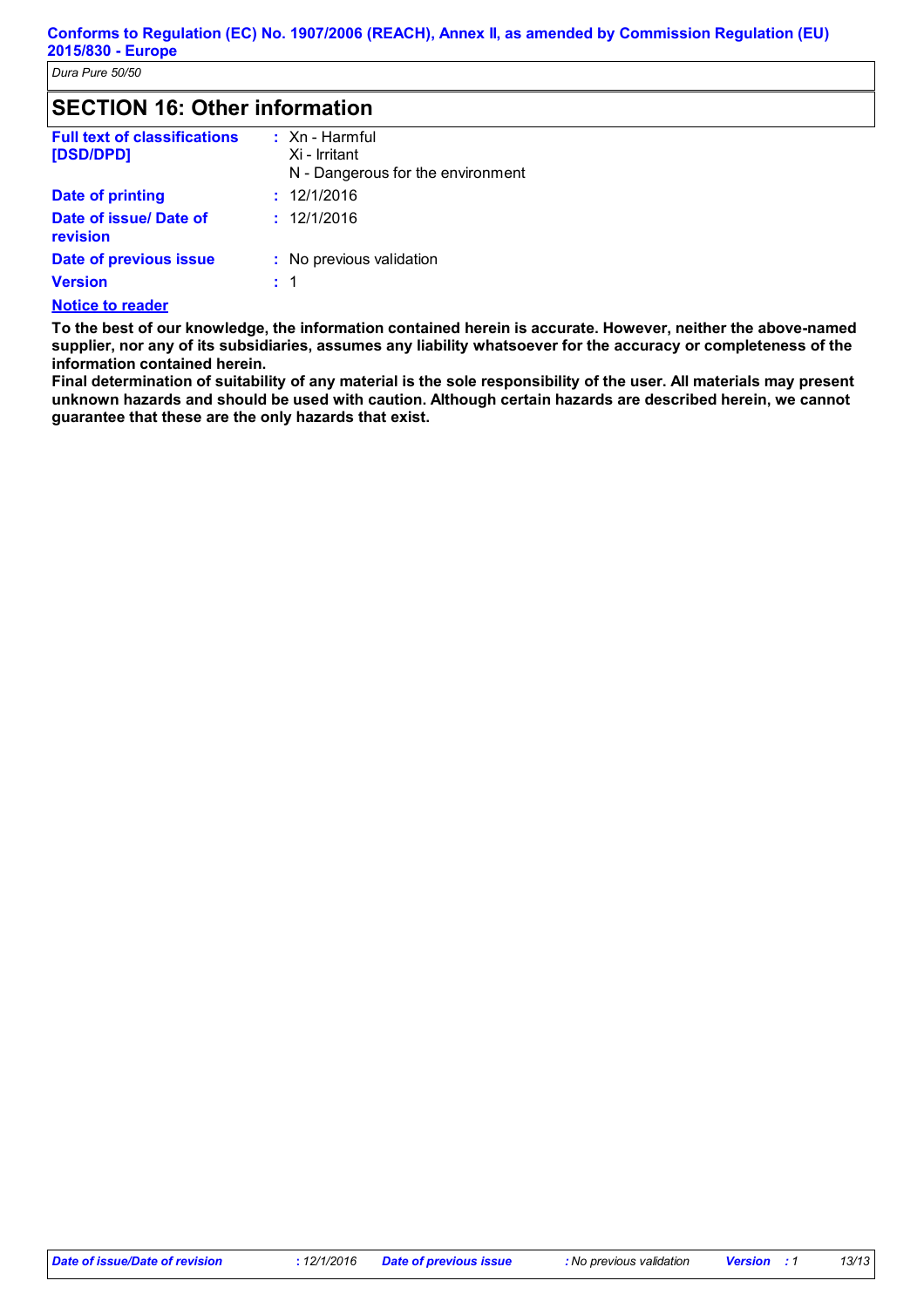## SECTION 16: Other information

| | |
|---|---|
| **Full text of classifications [DSD/DPD]** | : Xn - Harmful<br>Xi - Irritant<br>N - Dangerous for the environment |
| **Date of printing** | : 12/1/2016 |
| **Date of issue/ Date of revision** | : 12/1/2016 |
| **Date of previous issue** | : No previous validation |
| **Version** | : 1 |

**Notice to reader**

**To the best of our knowledge, the information contained herein is accurate. However, neither the above-named supplier, nor any of its subsidiaries, assumes any liability whatsoever for the accuracy or completeness of the information contained herein.**

**Final determination of suitability of any material is the sole responsibility of the user. All materials may present unknown hazards and should be used with caution. Although certain hazards are described herein, we cannot guarantee that these are the only hazards that exist.**